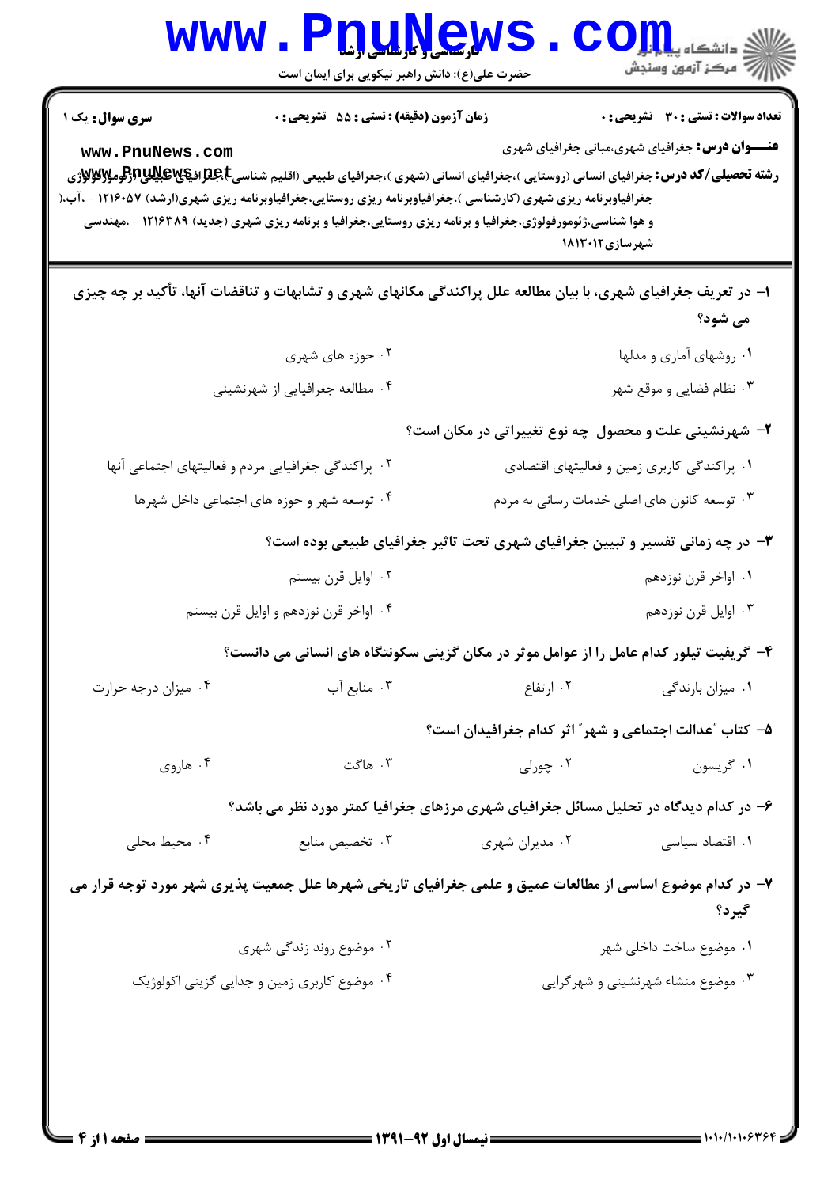**سری سوال:** یک ۱

**زمان آزمون (دقیقه) : تستی : ۵۵ تشریحی : ۰**

**تعداد سوالات : تستی : ۳۰ تشریحی : ۰**

**عنـــوان درس:** جغرافیای شهری،مبانی جغرافیای شهری

**رشته تحصیلی/کد درس:** جغرافیای انسانی (روستایی )،جغرافیای انسانی (شهری )،جغرافیای طبیعی (اقلیم شناسی)،جغرافیای طبیعی (ژئومورفولوژی)، جغرافیاوبرنامه ریزی شهری (کارشناسی )،جغرافیاوبرنامه ریزی روستایی،جغرافیاوبرنامه ریزی شهری(ارشد) ۱۲۱۶۰۵۷ - ،آب،( و هوا شناسی،ژئومورفولوژی،جغرافیا و برنامه ریزی روستایی،جغرافیا و برنامه ریزی شهری (جدید) ۱۲۱۶۳۸۹ - ،مهندسی شهرسازی۱۸۱۳۰۱۲

**۱- در تعریف جغرافیای شهری، با بیان مطالعه علل پراکندگی مکانهای شهری و تشابهات و تناقضات آنها، تأکید بر چه چیزی می شود؟**

۱. روشهای آماری و مدلها

۲. حوزه های شهری

۳. نظام فضایی و موقع شهر

۴. مطالعه جغرافیایی از شهرنشینی

**۲- شهرنشینی علت و محصول چه نوع تغییراتی در مکان است؟**

۱. پراکندگی کاربری زمین و فعالیتهای اقتصادی

۲. پراکندگی جغرافیایی مردم و فعالیتهای اجتماعی آنها

۳. توسعه کانون های اصلی خدمات رسانی به مردم

۴. توسعه شهر و حوزه های اجتماعی داخل شهرها

**۳- در چه زمانی تفسیر و تبیین جغرافیای شهری تحت تاثیر جغرافیای طبیعی بوده است؟**

۱. اواخر قرن نوزدهم

۲. اوایل قرن بیستم

۳. اوایل قرن نوزدهم

۴. اواخر قرن نوزدهم و اوایل قرن بیستم

**۴- گریفیت تیلور کدام عامل را از عوامل موثر در مکان گزینی سکونتگاه های انسانی می دانست؟**

۱. میزان بارندگی

۲. ارتفاع

۳. منابع آب

۴. میزان درجه حرارت

**۵- کتاب "عدالت اجتماعی و شهر" اثر کدام جغرافیدان است؟**

۱. گریسون

۲. چورلی

۳. هاگت

۴. هاروی

**۶- در کدام دیدگاه در تحلیل مسائل جغرافیای شهری مرزهای جغرافیا کمتر مورد نظر می باشد؟**

۱. اقتصاد سیاسی

۲. مدیران شهری

۳. تخصیص منابع

۴. محیط محلی

**۷- در کدام موضوع اساسی از مطالعات عمیق و علمی جغرافیای تاریخی شهرها علل جمعیت پذیری شهر مورد توجه قرار می گیرد؟**

۱. موضوع ساخت داخلی شهر

۲. موضوع روند زندگی شهری

۳. موضوع منشاء شهرنشینی و شهرگرایی

۴. موضوع کاربری زمین و جدایی گزینی اکولوژیک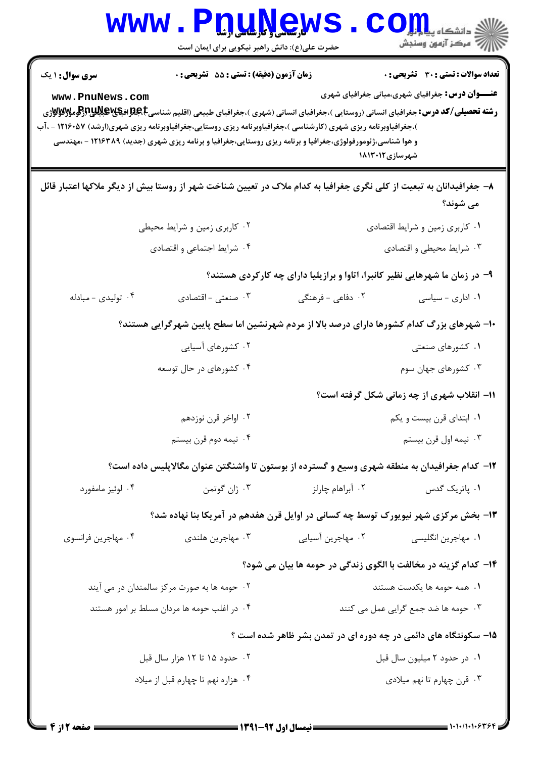**سری سوال:** ۱ یک

**زمان آزمون (دقیقه) : تستی : ۵۵ تشریحی : ۰**

**تعداد سوالات : تستی : ۳۰ تشریحی : ۰**

**عنـــوان درس:** جغرافیای شهری،مبانی جغرافیای شهری

**رشته تحصیلی/کد درس:** جغرافیای انسانی (روستایی )،جغرافیای انسانی (شهری )،جغرافیای طبیعی (اقلیم شناسی)،جغرافیای طبیعی (ژئومورفولوژی )،جغرافیاوبرنامه ریزی شهری (کارشناسی )،جغرافیاوبرنامه ریزی روستایی،جغرافیاوبرنامه ریزی شهری(ارشد) ۱۲۱۶۰۵۷ - ،آب و هوا شناسی،ژئومورفولوژی،جغرافیا و برنامه ریزی روستایی،جغرافیا و برنامه ریزی شهری (جدید) ۱۲۱۶۳۸۹ - ،مهندسی شهرسازی۱۸۱۳۰۱۲

**۸- جغرافیدانان به تبعیت از کلی نگری جغرافیا به کدام ملاک در تعیین شناخت شهر از روستا بیش از دیگر ملاکها اعتبار قائل می شوند؟**

۱. کاربری زمین و شرایط اقتصادی
۲. کاربری زمین و شرایط محیطی
۳. شرایط محیطی و اقتصادی
۴. شرایط اجتماعی و اقتصادی

**۹- در زمان ما شهرهایی نظیر کانبرا، اتاوا و برازیلیا دارای چه کارکردی هستند؟**

۱. اداری - سیاسی
۲. دفاعی - فرهنگی
۳. صنعتی - اقتصادی
۴. تولیدی - مبادله

**۱۰- شهرهای بزرگ کدام کشورها دارای درصد بالا از مردم شهرنشین اما سطح پایین شهرگرایی هستند؟**

۱. کشورهای صنعتی
۲. کشورهای آسیایی
۳. کشورهای جهان سوم
۴. کشورهای در حال توسعه

**۱۱- انقلاب شهری از چه زمانی شکل گرفته است؟**

۱. ابتدای قرن بیست و یکم
۲. اواخر قرن نوزدهم
۳. نیمه اول قرن بیستم
۴. نیمه دوم قرن بیستم

**۱۲- کدام جغرافیدان به منطقه شهری وسیع و گسترده از بوستون تا واشنگتن عنوان مگالاپلیس داده است؟**

۱. پاتریک گدس
۲. آبراهام چارلز
۳. ژان گوتمن
۴. لوئیز مامفورد

**۱۳- بخش مرکزی شهر نیویورک توسط چه کسانی در اوایل قرن هفدهم در آمریکا بنا نهاده شد؟**

۱. مهاجرین انگلیسی
۲. مهاجرین آسیایی
۳. مهاجرین هلندی
۴. مهاجرین فرانسوی

**۱۴- کدام گزینه در مخالفت با الگوی زندگی در حومه ها بیان می شود؟**

۱. همه حومه ها یکدست هستند
۲. حومه ها به صورت مرکز سالمندان در می آیند
۳. حومه ها ضد جمع گرایی عمل می کنند
۴. در اغلب حومه ها مردان مسلط بر امور هستند

**۱۵- سکونتگاه های دائمی در چه دوره ای در تمدن بشر ظاهر شده است ؟**

۱. در حدود ۲ میلیون سال قبل
۲. حدود ۱۵ تا ۱۲ هزار سال قبل
۳. قرن چهارم تا نهم میلادی
۴. هزاره نهم تا چهارم قبل از میلاد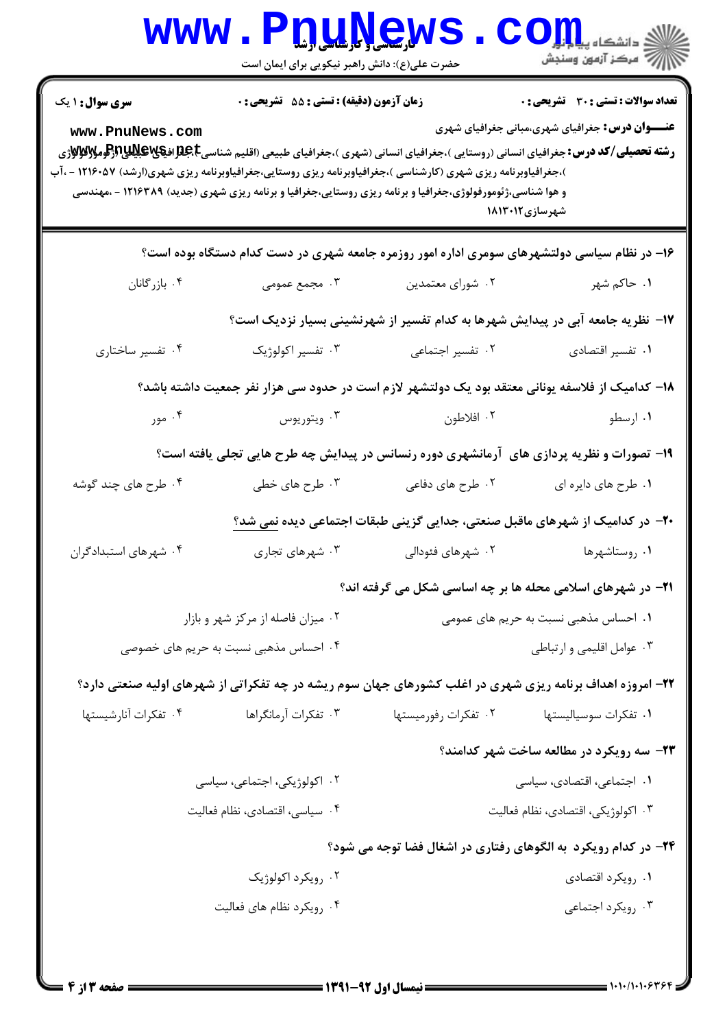**سری سوال:** ۱ یک

**زمان آزمون (دقیقه) : تستی :** ۵۵ **تشریحی :** ۰

**تعداد سوالات : تستی :** ۳۰ **تشریحی :** ۰

**عنـــوان درس:** جغرافیای شهری،مبانی جغرافیای شهری

**رشته تحصیلی/کد درس:** جغرافیای انسانی (روستایی )،جغرافیای انسانی (شهری )،جغرافیای طبیعی (اقلیم شناسی )،جغرافیای طبیعی (ژئومورفولوژی )،جغرافیاوبرنامه ریزی شهری (کارشناسی )،جغرافیاوبرنامه ریزی روستایی،جغرافیاوبرنامه ریزی شهری(ارشد) ۱۲۱۶۰۵۷ - ،آب و هوا شناسی،ژئومورفولوژی،جغرافیا و برنامه ریزی روستایی،جغرافیا و برنامه ریزی شهری (جدید) ۱۲۱۶۳۸۹ - ،مهندسی شهرسازی۱۸۱۳۰۱۲

۱۶- در نظام سیاسی دولتشهرهای سومری اداره امور روزمره جامعه شهری در دست کدام دستگاه بوده است؟

۱. حاکم شهر
۲. شورای معتمدین
۳. مجمع عمومی
۴. بازرگانان

۱۷- نظریه جامعه آبی در پیدایش شهرها به کدام تفسیر از شهرنشینی بسیار نزدیک است؟

۱. تفسیر اقتصادی
۲. تفسیر اجتماعی
۳. تفسیر اکولوژیک
۴. تفسیر ساختاری

۱۸- کدامیک از فلاسفه یونانی معتقد بود یک دولتشهر لازم است در حدود سی هزار نفر جمعیت داشته باشد؟

۱. ارسطو
۲. افلاطون
۳. ویتوریوس
۴. مور

۱۹- تصورات و نظریه پردازی های آرمانشهری دوره رنسانس در پیدایش چه طرح هایی تجلی یافته است؟

۱. طرح های دایره ای
۲. طرح های دفاعی
۳. طرح های خطی
۴. طرح های چند گوشه

۲۰- در کدامیک از شهرهای ماقبل صنعتی، جدایی گزینی طبقات اجتماعی دیده نمی شد؟

۱. روستاشهرها
۲. شهرهای فئودالی
۳. شهرهای تجاری
۴. شهرهای استبدادگران

۲۱- در شهرهای اسلامی محله ها بر چه اساسی شکل می گرفته اند؟

۱. احساس مذهبی نسبت به حریم های عمومی
۲. میزان فاصله از مرکز شهر و بازار
۳. عوامل اقلیمی و ارتباطی
۴. احساس مذهبی نسبت به حریم های خصوصی

۲۲- امروزه اهداف برنامه ریزی شهری در اغلب کشورهای جهان سوم ریشه در چه تفکراتی از شهرهای اولیه صنعتی دارد؟

۱. تفکرات سوسیالیستها
۲. تفکرات رفورمیستها
۳. تفکرات آرمانگراها
۴. تفکرات آنارشیستها

۲۳- سه رویکرد در مطالعه ساخت شهر کدامند؟

۱. اجتماعی، اقتصادی، سیاسی
۲. اکولوژیکی، اجتماعی، سیاسی
۳. اکولوژیکی، اقتصادی، نظام فعالیت
۴. سیاسی، اقتصادی، نظام فعالیت

۲۴- در کدام رویکرد به الگوهای رفتاری در اشغال فضا توجه می شود؟

۱. رویکرد اقتصادی
۲. رویکرد اکولوژیک
۳. رویکرد اجتماعی
۴. رویکرد نظام های فعالیت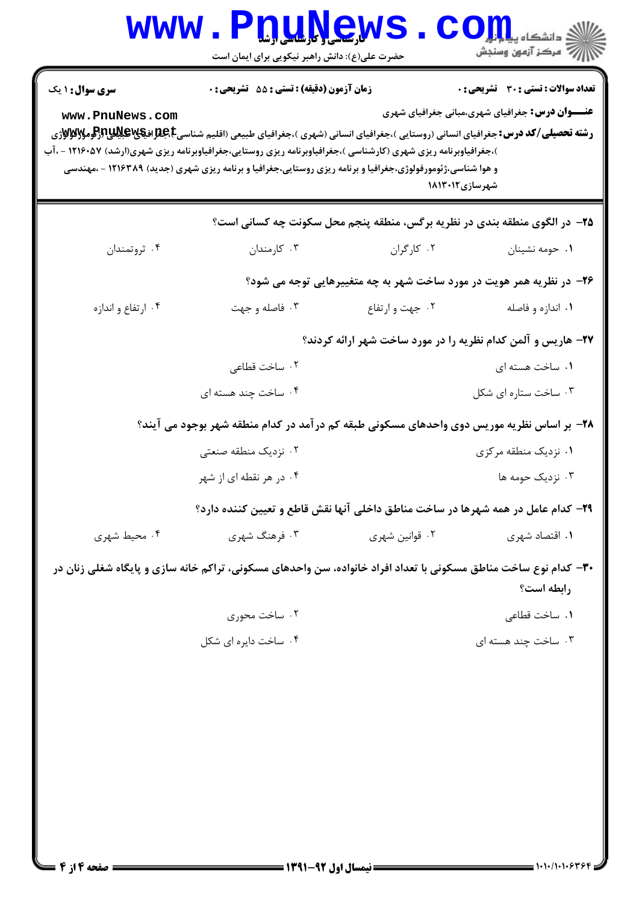**سری سوال:** ۱ یک

**زمان آزمون (دقیقه) : تستی :** ۵۵ **تشریحی :** ۰

**تعداد سوالات : تستی :** ۳۰ **تشریحی :** ۰

**عنـــوان درس:** جغرافیای شهری،مبانی جغرافیای شهری

**رشته تحصیلی/کد درس:** جغرافیای انسانی (روستایی )،جغرافیای انسانی (شهری )،جغرافیای طبیعی (اقلیم شناسی )،جغرافیای طبیعی (ژئومورفولوژی )،جغرافیاوبرنامه ریزی شهری (کارشناسی )،جغرافیاوبرنامه ریزی روستایی،جغرافیاوبرنامه ریزی شهری(ارشد) ۱۲۱۶۰۵۷ - ،آب و هوا شناسی،ژئومورفولوژی،جغرافیا و برنامه ریزی روستایی،جغرافیا و برنامه ریزی شهری (جدید) ۱۲۱۶۳۸۹ - ،مهندسی شهرسازی۱۸۱۳۰۱۲

**۲۵- در الگوی منطقه بندی در نظریه برگس، منطقه پنجم محل سکونت چه کسانی است؟**

۱. حومه نشینان
۲. کارگران
۳. کارمندان
۴. ثروتمندان

**۲۶- در نظریه همر هویت در مورد ساخت شهر به چه متغییرهایی توجه می شود؟**

۱. اندازه و فاصله
۲. جهت و ارتفاع
۳. فاصله و جهت
۴. ارتفاع و اندازه

**۲۷- هاریس و آلمن کدام نظریه را در مورد ساخت شهر ارائه کردند؟**

۱. ساخت هسته ای
۲. ساخت قطاعی
۳. ساخت ستاره ای شکل
۴. ساخت چند هسته ای

**۲۸- بر اساس نظریه موریس دوی واحدهای مسکونی طبقه کم درآمد در کدام منطقه شهر بوجود می آیند؟**

۱. نزدیک منطقه مرکزی
۲. نزدیک منطقه صنعتی
۳. نزدیک حومه ها
۴. در هر نقطه ای از شهر

**۲۹- کدام عامل در همه شهرها در ساخت مناطق داخلی آنها نقش قاطع و تعیین کننده دارد؟**

۱. اقتصاد شهری
۲. قوانین شهری
۳. فرهنگ شهری
۴. محیط شهری

**۳۰- کدام نوع ساخت مناطق مسکونی با تعداد افراد خانواده، سن واحدهای مسکونی، تراکم خانه سازی و پایگاه شغلی زنان در رابطه است؟**

۱. ساخت قطاعی
۲. ساخت محوری
۳. ساخت چند هسته ای
۴. ساخت دایره ای شکل